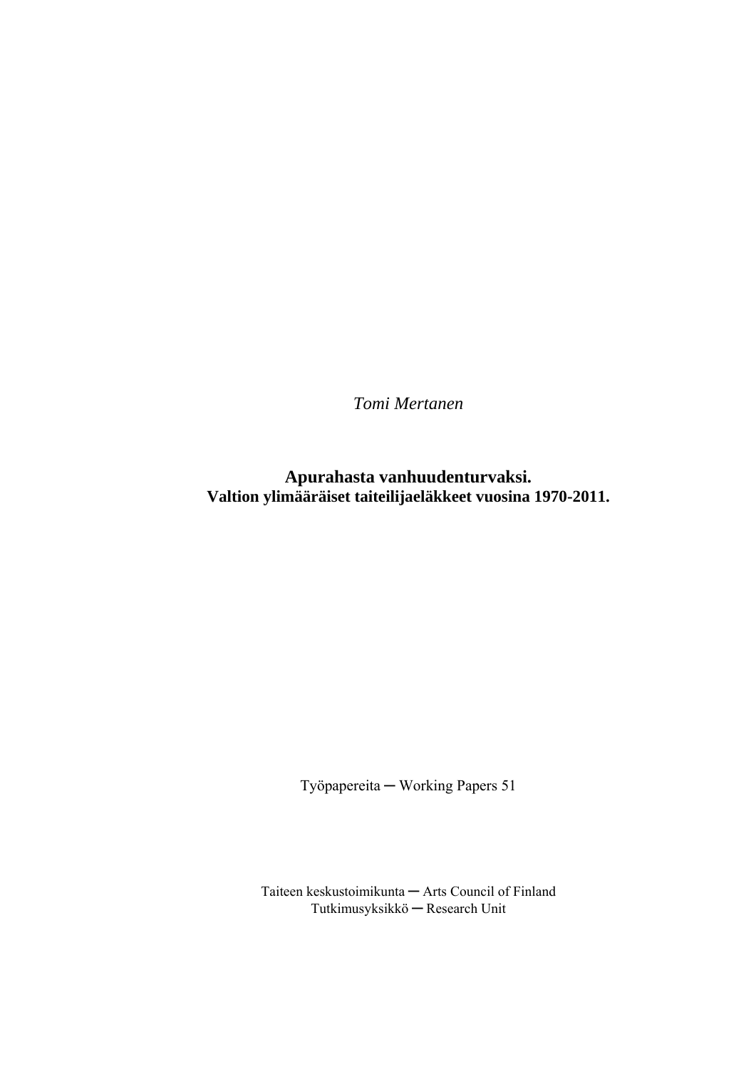*Tomi Mertanen*

# Apurahasta vanhuudenturvaksi.

**Valtion ylimääräiset taiteilijaeläkkeet vuosina 1970-2011.**

Työpapereita ─ Working Papers 51

Taiteen keskustoimikunta ─ Arts Council of Finland
Tutkimusyksikkö ─ Research Unit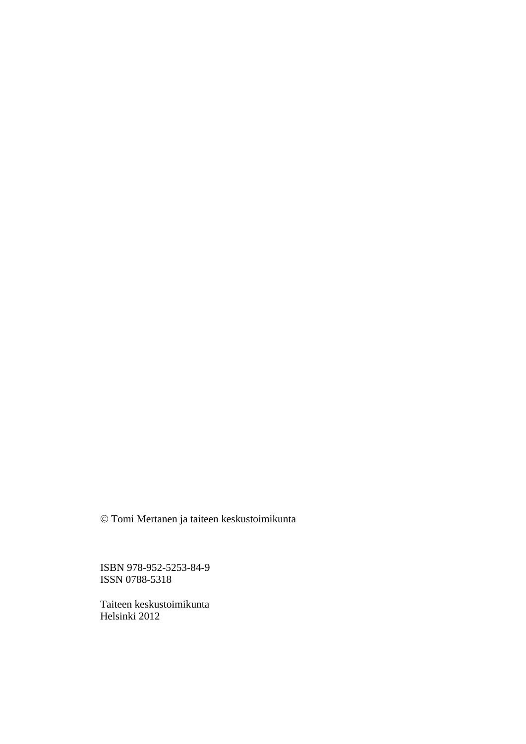© Tomi Mertanen ja taiteen keskustoimikunta

ISBN 978-952-5253-84-9
ISSN 0788-5318

Taiteen keskustoimikunta
Helsinki 2012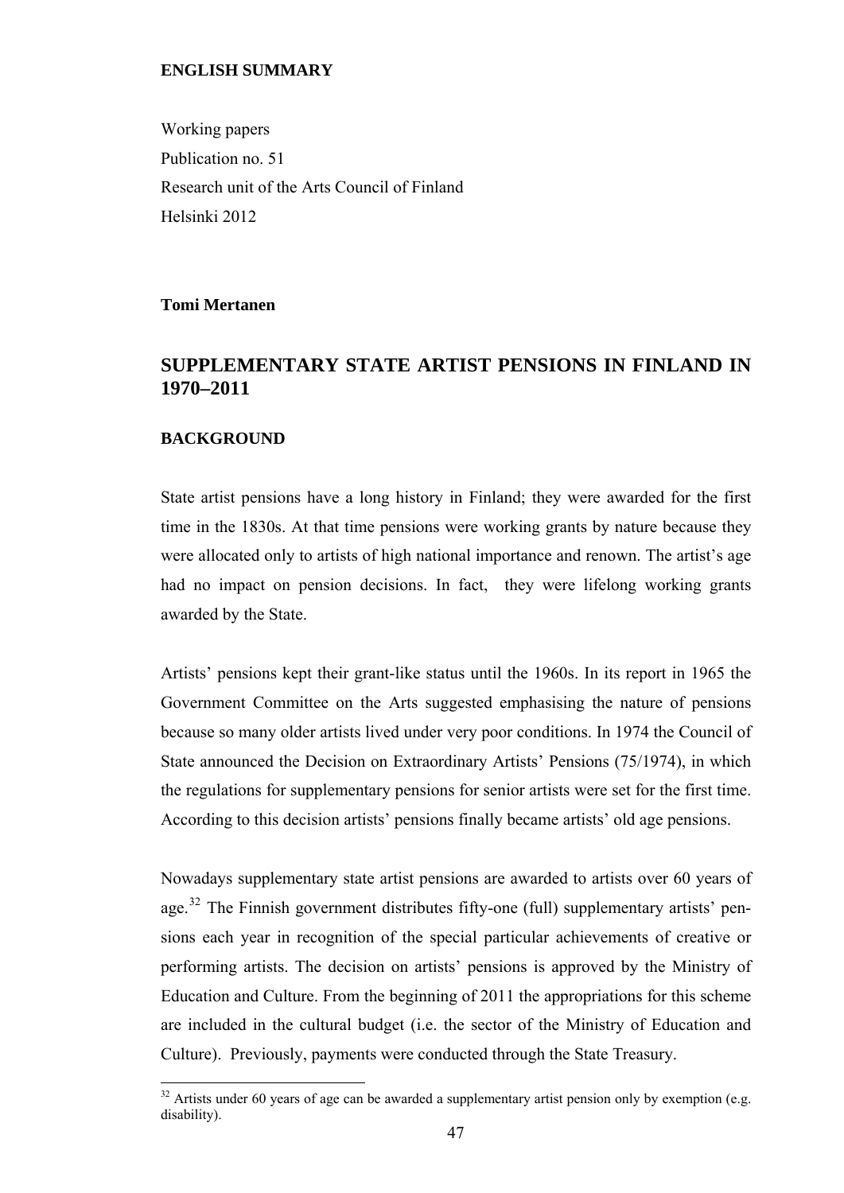**ENGLISH SUMMARY**

Working papers
Publication no. 51
Research unit of the Arts Council of Finland
Helsinki 2012

**Tomi Mertanen**

# SUPPLEMENTARY STATE ARTIST PENSIONS IN FINLAND IN 1970–2011

## BACKGROUND

State artist pensions have a long history in Finland; they were awarded for the first time in the 1830s. At that time pensions were working grants by nature because they were allocated only to artists of high national importance and renown. The artist's age had no impact on pension decisions. In fact, they were lifelong working grants awarded by the State.

Artists' pensions kept their grant-like status until the 1960s. In its report in 1965 the Government Committee on the Arts suggested emphasising the nature of pensions because so many older artists lived under very poor conditions. In 1974 the Council of State announced the Decision on Extraordinary Artists' Pensions (75/1974), in which the regulations for supplementary pensions for senior artists were set for the first time. According to this decision artists' pensions finally became artists' old age pensions.

Nowadays supplementary state artist pensions are awarded to artists over 60 years of age.[32] The Finnish government distributes fifty-one (full) supplementary artists' pensions each year in recognition of the special particular achievements of creative or performing artists. The decision on artists' pensions is approved by the Ministry of Education and Culture. From the beginning of 2011 the appropriations for this scheme are included in the cultural budget (i.e. the sector of the Ministry of Education and Culture). Previously, payments were conducted through the State Treasury.

[32] Artists under 60 years of age can be awarded a supplementary artist pension only by exemption (e.g. disability).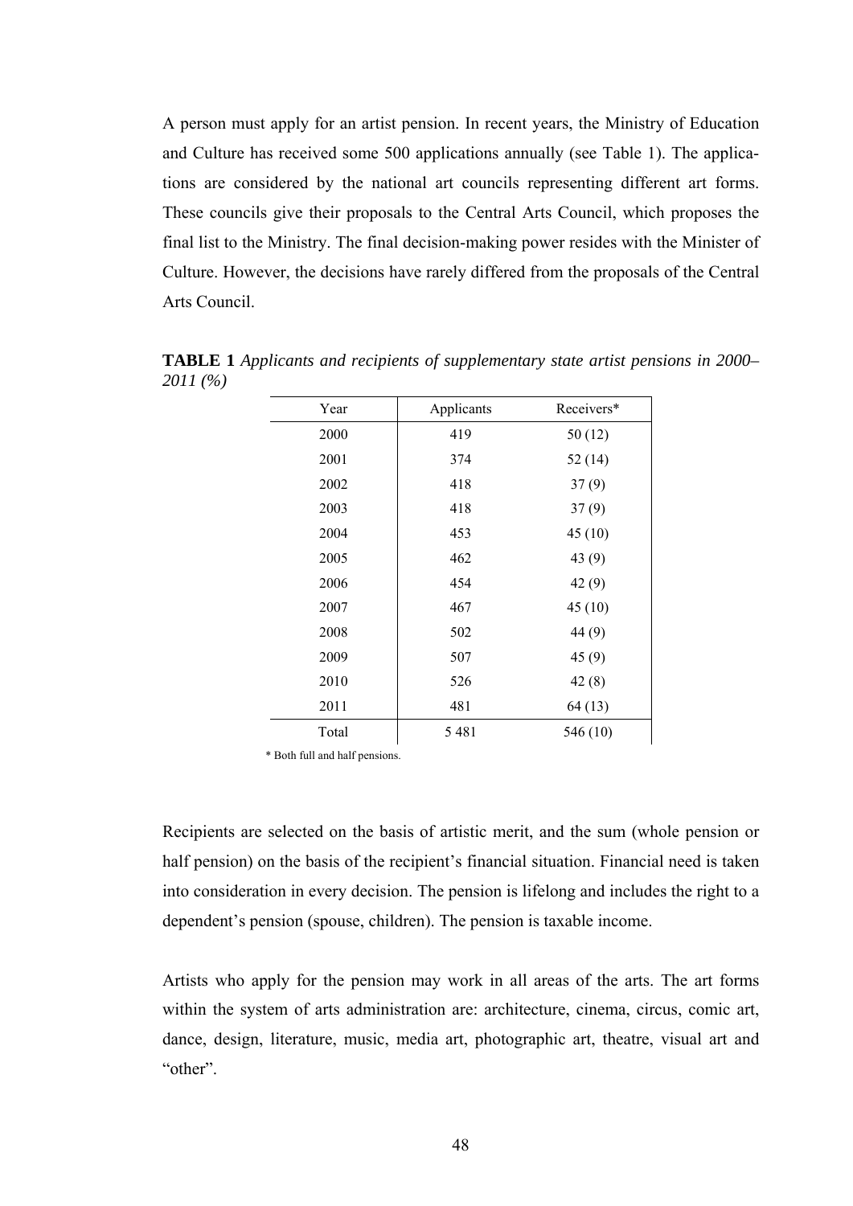A person must apply for an artist pension. In recent years, the Ministry of Education and Culture has received some 500 applications annually (see Table 1). The applications are considered by the national art councils representing different art forms. These councils give their proposals to the Central Arts Council, which proposes the final list to the Ministry. The final decision-making power resides with the Minister of Culture. However, the decisions have rarely differed from the proposals of the Central Arts Council.

**TABLE 1** *Applicants and recipients of supplementary state artist pensions in 2000–2011 (%)*

| Year | Applicants | Receivers* |
|---|---|---|
| 2000 | 419 | 50 (12) |
| 2001 | 374 | 52 (14) |
| 2002 | 418 | 37 (9) |
| 2003 | 418 | 37 (9) |
| 2004 | 453 | 45 (10) |
| 2005 | 462 | 43 (9) |
| 2006 | 454 | 42 (9) |
| 2007 | 467 | 45 (10) |
| 2008 | 502 | 44 (9) |
| 2009 | 507 | 45 (9) |
| 2010 | 526 | 42 (8) |
| 2011 | 481 | 64 (13) |
| Total | 5 481 | 546 (10) |

\* Both full and half pensions.

Recipients are selected on the basis of artistic merit, and the sum (whole pension or half pension) on the basis of the recipient's financial situation. Financial need is taken into consideration in every decision. The pension is lifelong and includes the right to a dependent's pension (spouse, children). The pension is taxable income.

Artists who apply for the pension may work in all areas of the arts. The art forms within the system of arts administration are: architecture, cinema, circus, comic art, dance, design, literature, music, media art, photographic art, theatre, visual art and "other".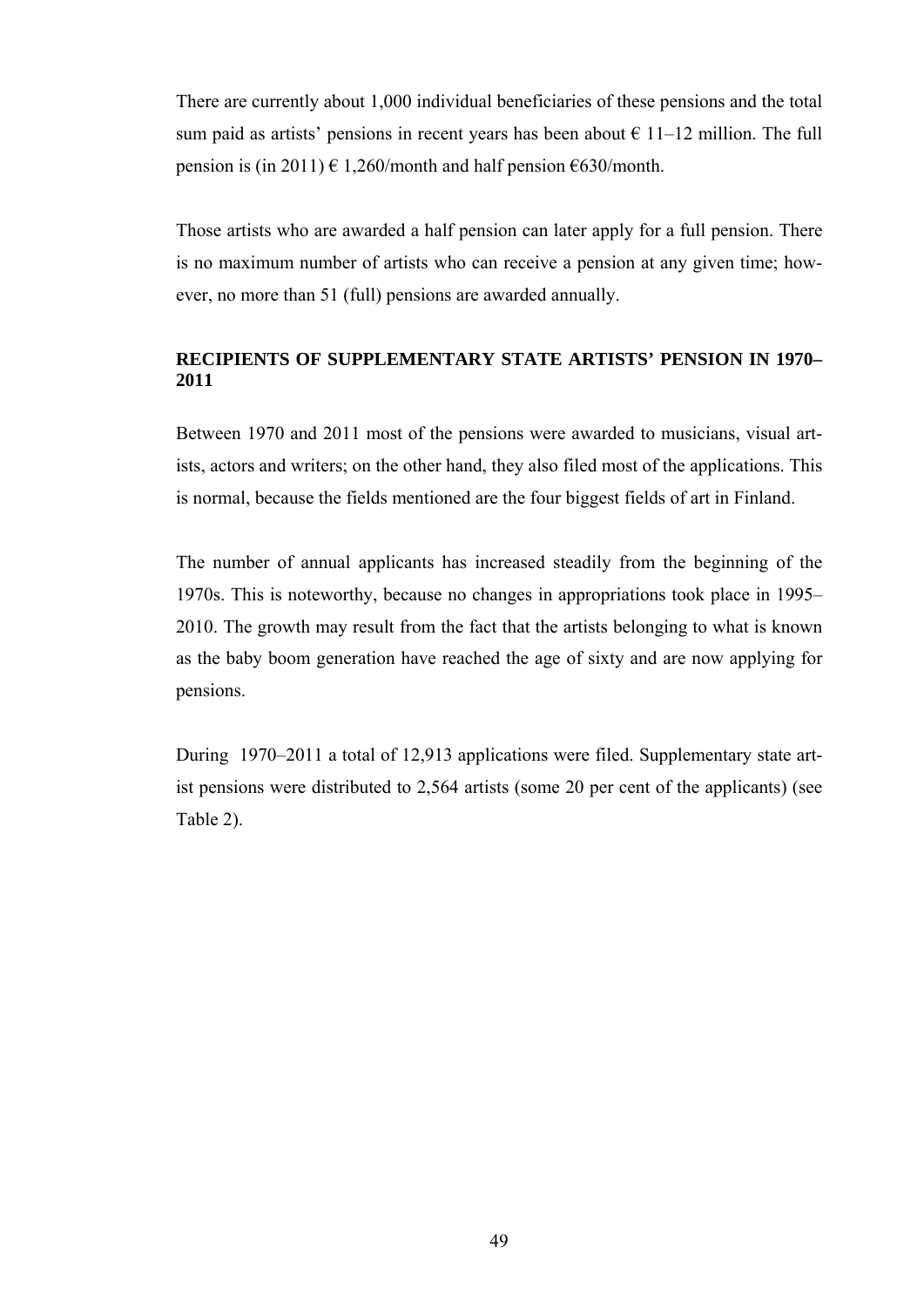There are currently about 1,000 individual beneficiaries of these pensions and the total sum paid as artists' pensions in recent years has been about € 11–12 million. The full pension is (in 2011) € 1,260/month and half pension €630/month.

Those artists who are awarded a half pension can later apply for a full pension. There is no maximum number of artists who can receive a pension at any given time; however, no more than 51 (full) pensions are awarded annually.

## RECIPIENTS OF SUPPLEMENTARY STATE ARTISTS' PENSION IN 1970–2011

Between 1970 and 2011 most of the pensions were awarded to musicians, visual artists, actors and writers; on the other hand, they also filed most of the applications. This is normal, because the fields mentioned are the four biggest fields of art in Finland.

The number of annual applicants has increased steadily from the beginning of the 1970s. This is noteworthy, because no changes in appropriations took place in 1995–2010. The growth may result from the fact that the artists belonging to what is known as the baby boom generation have reached the age of sixty and are now applying for pensions.

During 1970–2011 a total of 12,913 applications were filed. Supplementary state artist pensions were distributed to 2,564 artists (some 20 per cent of the applicants) (see Table 2).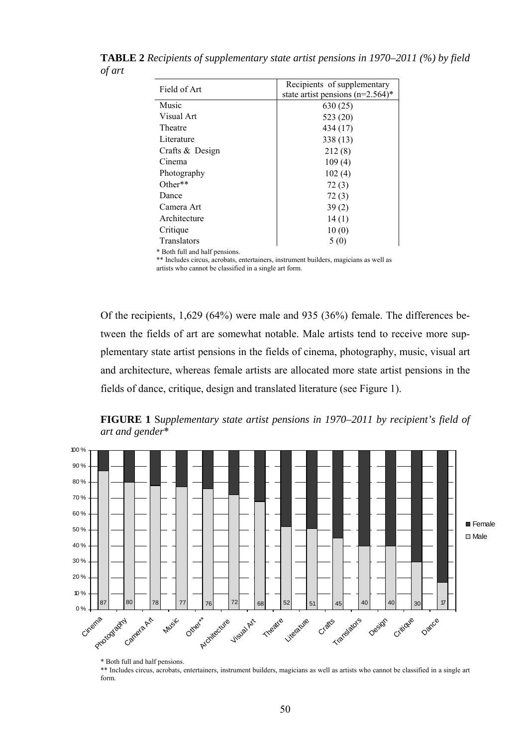**TABLE 2** *Recipients of supplementary state artist pensions in 1970–2011 (%) by field of art*

| Field of Art | Recipients of supplementary state artist pensions (n=2.564)* |
|---|---|
| Music | 630 (25) |
| Visual Art | 523 (20) |
| Theatre | 434 (17) |
| Literature | 338 (13) |
| Crafts & Design | 212 (8) |
| Cinema | 109 (4) |
| Photography | 102 (4) |
| Other** | 72 (3) |
| Dance | 72 (3) |
| Camera Art | 39 (2) |
| Architecture | 14 (1) |
| Critique | 10 (0) |
| Translators | 5 (0) |

\* Both full and half pensions.
** Includes circus, acrobats, entertainers, instrument builders, magicians as well as artists who cannot be classified in a single art form.

Of the recipients, 1,629 (64%) were male and 935 (36%) female. The differences between the fields of art are somewhat notable. Male artists tend to receive more supplementary state artist pensions in the fields of cinema, photography, music, visual art and architecture, whereas female artists are allocated more state artist pensions in the fields of dance, critique, design and translated literature (see Figure 1).

**FIGURE 1** S*upplementary state artist pensions in 1970–2011 by recipient's field of art and gender**

100 %
90 %
80 %
70 %
60 %
50 %
40 %
30 %
20 %
10 %
0 %

87 80 78 77 76 72 68 52 51 45 40 40 30 17

Cinema Photography Camera Art Music Other** Architecture Visual Art Theatre Literature Crafts Translators Design Critique Dance

Female
Male

\* Both full and half pensions.
** Includes circus, acrobats, entertainers, instrument builders, magicians as well as artists who cannot be classified in a single art form.